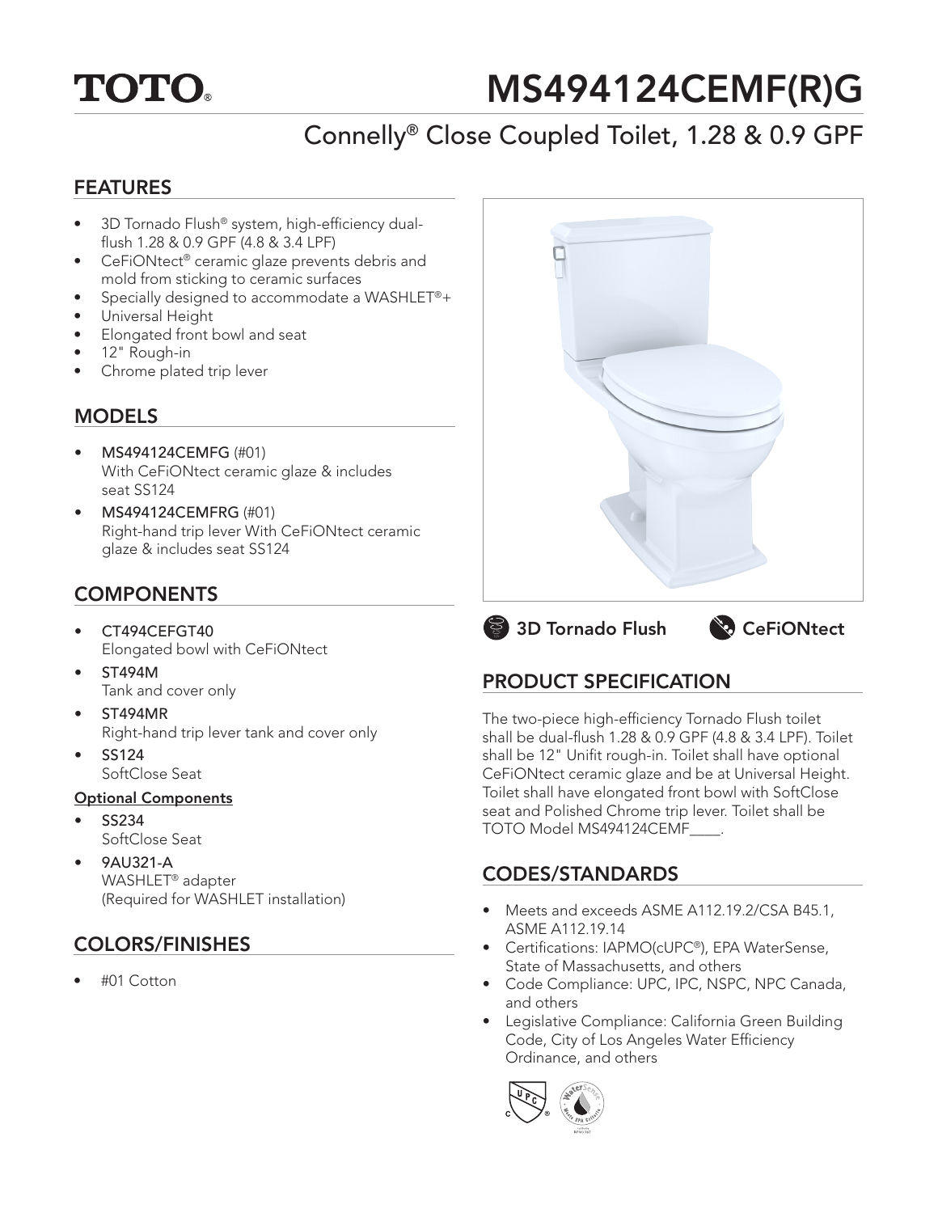TOTO®

# MS494124CEMF(R)G

## Connelly® Close Coupled Toilet, 1.28 & 0.9 GPF

## FEATURES

- 3D Tornado Flush® system, high-efficiency dual-flush 1.28 & 0.9 GPF (4.8 & 3.4 LPF)
- CeFiONtect® ceramic glaze prevents debris and mold from sticking to ceramic surfaces
- Specially designed to accommodate a WASHLET®+
- Universal Height
- Elongated front bowl and seat
- 12" Rough-in
- Chrome plated trip lever

## MODELS

- **MS494124CEMFG** (#01)
  With CeFiONtect ceramic glaze & includes seat SS124
- **MS494124CEMFRG** (#01)
  Right-hand trip lever With CeFiONtect ceramic glaze & includes seat SS124

## COMPONENTS

- **CT494CEFGT40**
  Elongated bowl with CeFiONtect
- **ST494M**
  Tank and cover only
- **ST494MR**
  Right-hand trip lever tank and cover only
- **SS124**
  SoftClose Seat

**Optional Components**

- **SS234**
  SoftClose Seat
- **9AU321-A**
  WASHLET® adapter
  (Required for WASHLET installation)

## COLORS/FINISHES

- #01 Cotton

3D Tornado Flush CeFiONtect

## PRODUCT SPECIFICATION

The two-piece high-efficiency Tornado Flush toilet shall be dual-flush 1.28 & 0.9 GPF (4.8 & 3.4 LPF). Toilet shall be 12" Unifit rough-in. Toilet shall have optional CeFiONtect ceramic glaze and be at Universal Height. Toilet shall have elongated front bowl with SoftClose seat and Polished Chrome trip lever. Toilet shall be TOTO Model MS494124CEMF____.

## CODES/STANDARDS

- Meets and exceeds ASME A112.19.2/CSA B45.1, ASME A112.19.14
- Certifications: IAPMO(cUPC®), EPA WaterSense, State of Massachusetts, and others
- Code Compliance: UPC, IPC, NSPC, NPC Canada, and others
- Legislative Compliance: California Green Building Code, City of Los Angeles Water Efficiency Ordinance, and others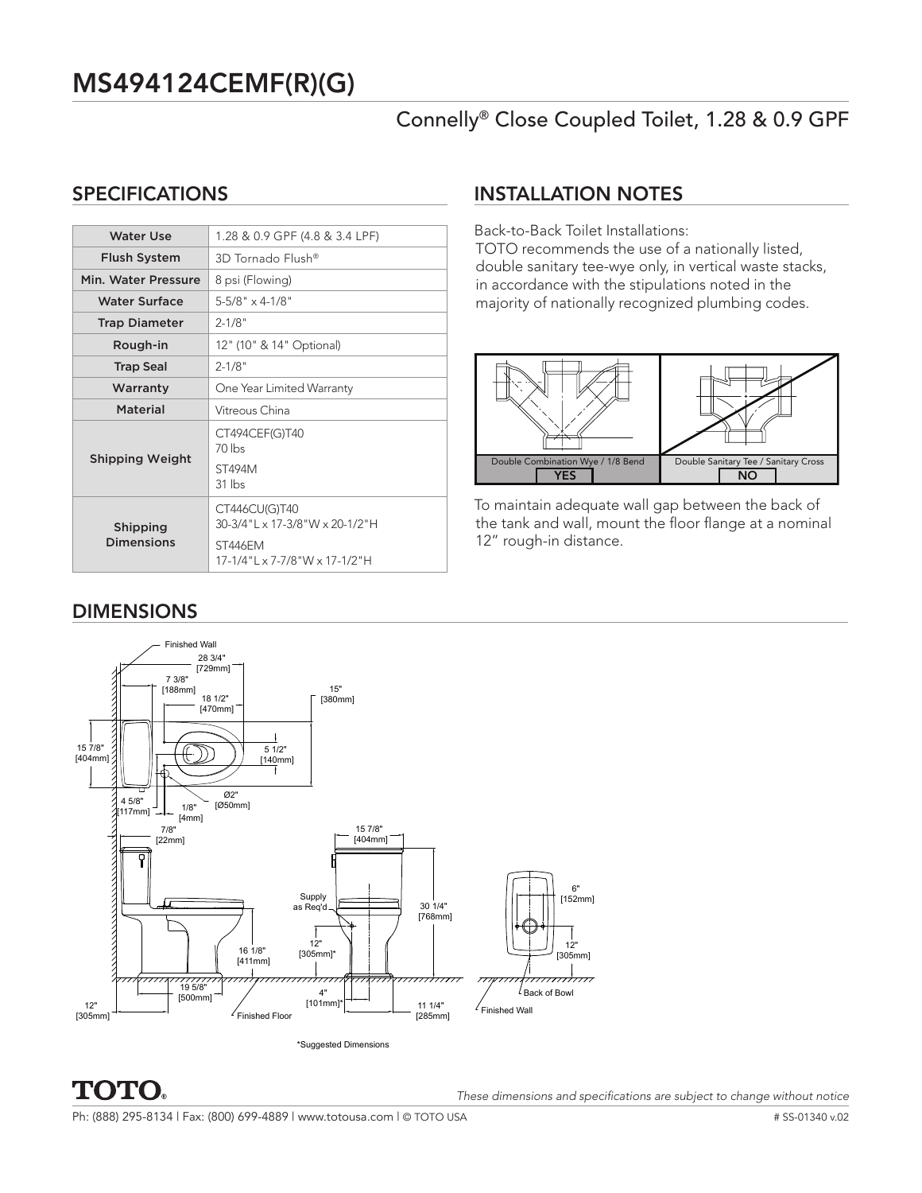# MS494124CEMF(R)(G)

## Connelly® Close Coupled Toilet, 1.28 & 0.9 GPF

## SPECIFICATIONS

| | |
|---|---|
| Water Use | 1.28 & 0.9 GPF (4.8 & 3.4 LPF) |
| Flush System | 3D Tornado Flush® |
| Min. Water Pressure | 8 psi (Flowing) |
| Water Surface | 5-5/8" x 4-1/8" |
| Trap Diameter | 2-1/8" |
| Rough-in | 12" (10" & 14" Optional) |
| Trap Seal | 2-1/8" |
| Warranty | One Year Limited Warranty |
| Material | Vitreous China |
| Shipping Weight | CT494CEF(G)T40 70 lbs<br>ST494M 31 lbs |
| Shipping Dimensions | CT446CU(G)T40 30-3/4"L x 17-3/8"W x 20-1/2"H<br>ST446EM 17-1/4"L x 7-7/8"W x 17-1/2"H |

## INSTALLATION NOTES

Back-to-Back Toilet Installations:
TOTO recommends the use of a nationally listed, double sanitary tee-wye only, in vertical waste stacks, in accordance with the stipulations noted in the majority of nationally recognized plumbing codes.

Double Combination Wye / 1/8 Bend
YES

Double Sanitary Tee / Sanitary Cross
NO

To maintain adequate wall gap between the back of the tank and wall, mount the floor flange at a nominal 12" rough-in distance.

## DIMENSIONS

Finished Wall
28 3/4" [729mm]
7 3/8" [188mm]
18 1/2" [470mm]
15" [380mm]
15 7/8" [404mm]
5 1/2" [140mm]
4 5/8" [117mm]
1/8" [4mm]
Ø2" [Ø50mm]
7/8" [22mm]
15 7/8" [404mm]
Supply as Req'd
30 1/4" [768mm]
12" [305mm]*
16 1/8" [411mm]
19 5/8" [500mm]
4" [101mm]*
11 1/4" [285mm]
12" [305mm]
Finished Floor
6" [152mm]
12" [305mm]
Back of Bowl
Finished Wall

*Suggested Dimensions

TOTO®

*These dimensions and specifications are subject to change without notice*

Ph: (888) 295-8134 | Fax: (800) 699-4889 | www.totousa.com | © TOTO USA

# SS-01340 v.02